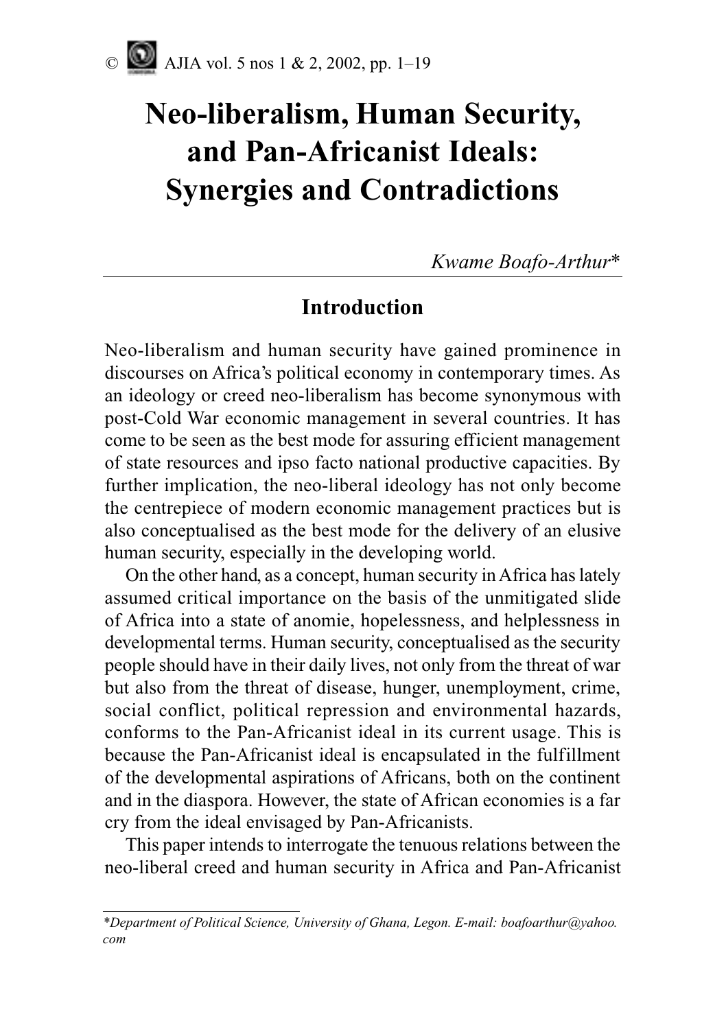# Neo-liberalism, Human Security, and Pan-Africanist Ideals: Synergies and Contradictions

*Kwame Boafo-Arthur**

## Introduction

Neo-liberalism and human security have gained prominence in discourses on Africa's political economy in contemporary times. As an ideology or creed neo-liberalism has become synonymous with post-Cold War economic management in several countries. It has come to be seen as the best mode for assuring efficient management of state resources and ipso facto national productive capacities. By further implication, the neo-liberal ideology has not only become the centrepiece of modern economic management practices but is also conceptualised as the best mode for the delivery of an elusive human security, especially in the developing world.

On the other hand, as a concept, human security in Africa has lately assumed critical importance on the basis of the unmitigated slide of Africa into a state of anomie, hopelessness, and helplessness in developmental terms. Human security, conceptualised as the security people should have in their daily lives, not only from the threat of war but also from the threat of disease, hunger, unemployment, crime, social conflict, political repression and environmental hazards, conforms to the Pan-Africanist ideal in its current usage. This is because the Pan-Africanist ideal is encapsulated in the fulfillment of the developmental aspirations of Africans, both on the continent and in the diaspora. However, the state of African economies is a far cry from the ideal envisaged by Pan-Africanists.

This paper intends to interrogate the tenuous relations between the neo-liberal creed and human security in Africa and Pan-Africanist

---

**Department of Political Science, University of Ghana, Legon. E-mail: boafoarthur@yahoo.com*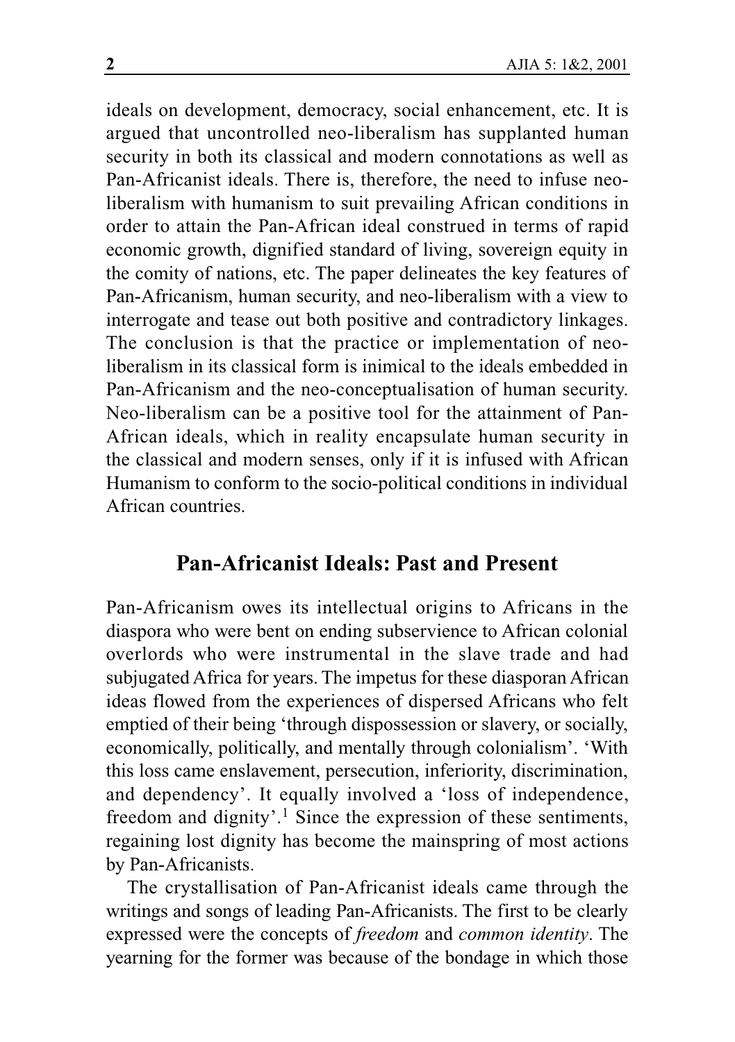ideals on development, democracy, social enhancement, etc. It is argued that uncontrolled neo-liberalism has supplanted human security in both its classical and modern connotations as well as Pan-Africanist ideals. There is, therefore, the need to infuse neo-liberalism with humanism to suit prevailing African conditions in order to attain the Pan-African ideal construed in terms of rapid economic growth, dignified standard of living, sovereign equity in the comity of nations, etc. The paper delineates the key features of Pan-Africanism, human security, and neo-liberalism with a view to interrogate and tease out both positive and contradictory linkages. The conclusion is that the practice or implementation of neo-liberalism in its classical form is inimical to the ideals embedded in Pan-Africanism and the neo-conceptualisation of human security. Neo-liberalism can be a positive tool for the attainment of Pan-African ideals, which in reality encapsulate human security in the classical and modern senses, only if it is infused with African Humanism to conform to the socio-political conditions in individual African countries.

## Pan-Africanist Ideals: Past and Present

Pan-Africanism owes its intellectual origins to Africans in the diaspora who were bent on ending subservience to African colonial overlords who were instrumental in the slave trade and had subjugated Africa for years. The impetus for these diasporan African ideas flowed from the experiences of dispersed Africans who felt emptied of their being 'through dispossession or slavery, or socially, economically, politically, and mentally through colonialism'. 'With this loss came enslavement, persecution, inferiority, discrimination, and dependency'. It equally involved a 'loss of independence, freedom and dignity'.[1] Since the expression of these sentiments, regaining lost dignity has become the mainspring of most actions by Pan-Africanists.

The crystallisation of Pan-Africanist ideals came through the writings and songs of leading Pan-Africanists. The first to be clearly expressed were the concepts of *freedom* and *common identity*. The yearning for the former was because of the bondage in which those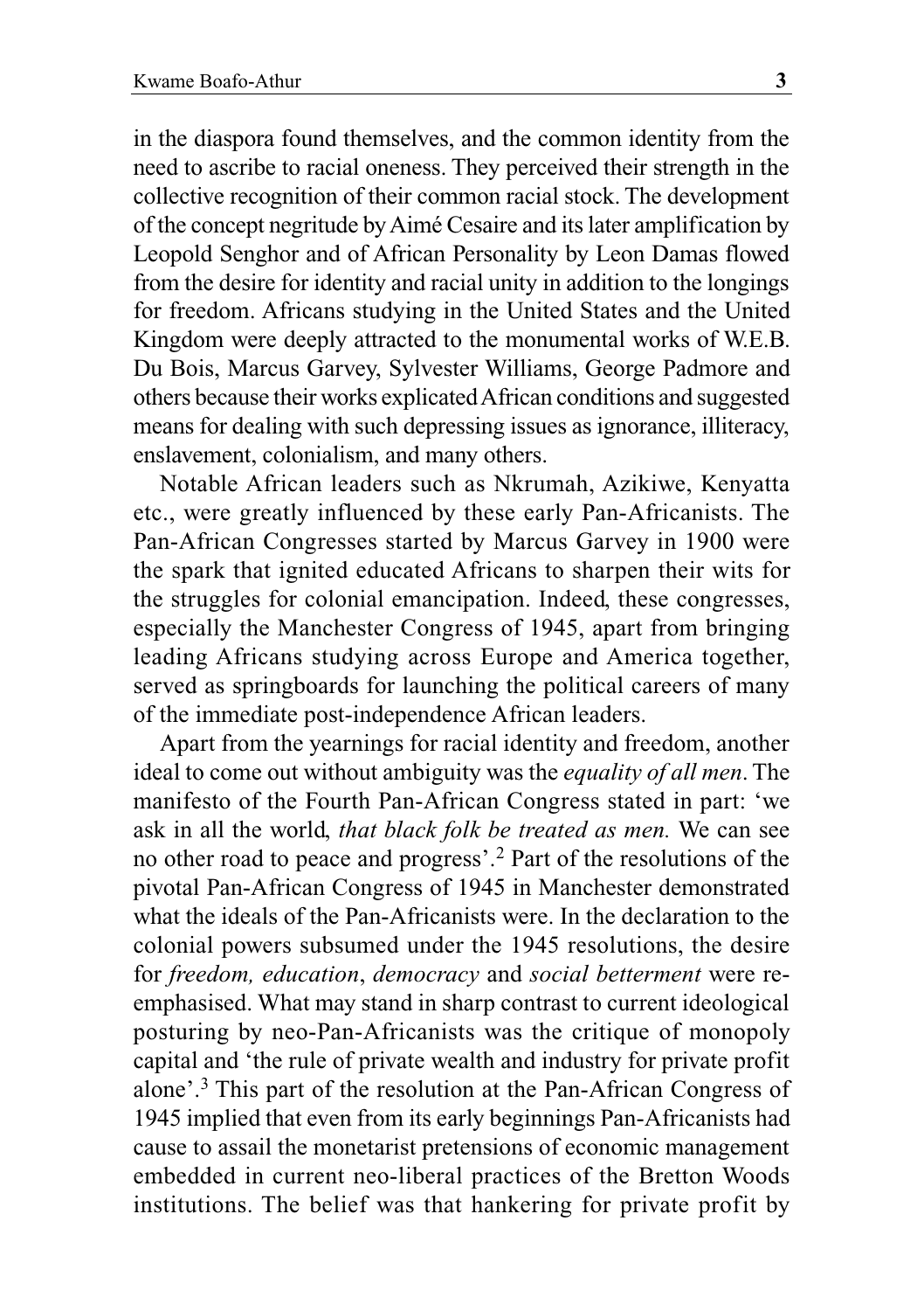in the diaspora found themselves, and the common identity from the need to ascribe to racial oneness. They perceived their strength in the collective recognition of their common racial stock. The development of the concept negritude by Aimé Cesaire and its later amplification by Leopold Senghor and of African Personality by Leon Damas flowed from the desire for identity and racial unity in addition to the longings for freedom. Africans studying in the United States and the United Kingdom were deeply attracted to the monumental works of W.E.B. Du Bois, Marcus Garvey, Sylvester Williams, George Padmore and others because their works explicated African conditions and suggested means for dealing with such depressing issues as ignorance, illiteracy, enslavement, colonialism, and many others.

Notable African leaders such as Nkrumah, Azikiwe, Kenyatta etc., were greatly influenced by these early Pan-Africanists. The Pan-African Congresses started by Marcus Garvey in 1900 were the spark that ignited educated Africans to sharpen their wits for the struggles for colonial emancipation. Indeed, these congresses, especially the Manchester Congress of 1945, apart from bringing leading Africans studying across Europe and America together, served as springboards for launching the political careers of many of the immediate post-independence African leaders.

Apart from the yearnings for racial identity and freedom, another ideal to come out without ambiguity was the *equality of all men*. The manifesto of the Fourth Pan-African Congress stated in part: 'we ask in all the world, *that black folk be treated as men.* We can see no other road to peace and progress'.[2] Part of the resolutions of the pivotal Pan-African Congress of 1945 in Manchester demonstrated what the ideals of the Pan-Africanists were. In the declaration to the colonial powers subsumed under the 1945 resolutions, the desire for *freedom, education*, *democracy* and *social betterment* were re-emphasised. What may stand in sharp contrast to current ideological posturing by neo-Pan-Africanists was the critique of monopoly capital and 'the rule of private wealth and industry for private profit alone'.[3] This part of the resolution at the Pan-African Congress of 1945 implied that even from its early beginnings Pan-Africanists had cause to assail the monetarist pretensions of economic management embedded in current neo-liberal practices of the Bretton Woods institutions. The belief was that hankering for private profit by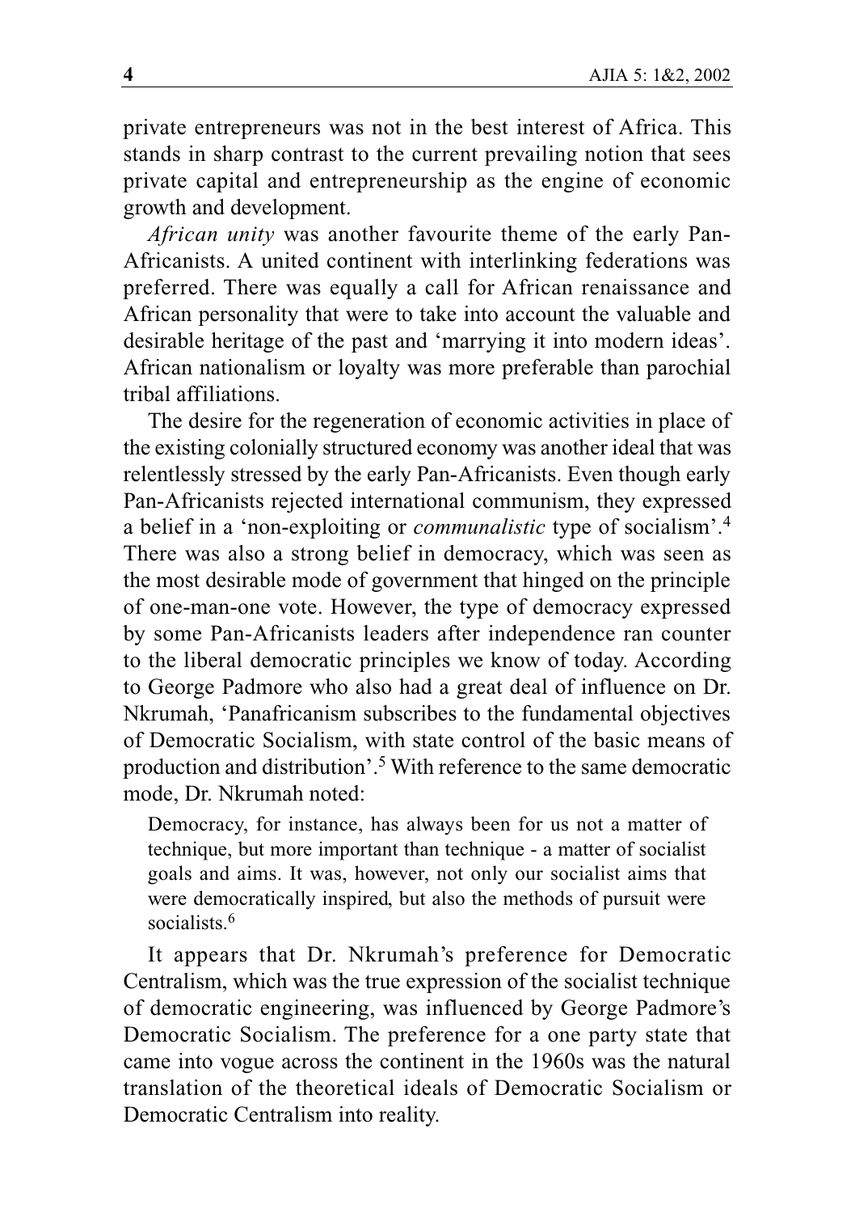private entrepreneurs was not in the best interest of Africa. This stands in sharp contrast to the current prevailing notion that sees private capital and entrepreneurship as the engine of economic growth and development.

*African unity* was another favourite theme of the early Pan-Africanists. A united continent with interlinking federations was preferred. There was equally a call for African renaissance and African personality that were to take into account the valuable and desirable heritage of the past and 'marrying it into modern ideas'. African nationalism or loyalty was more preferable than parochial tribal affiliations.

The desire for the regeneration of economic activities in place of the existing colonially structured economy was another ideal that was relentlessly stressed by the early Pan-Africanists. Even though early Pan-Africanists rejected international communism, they expressed a belief in a 'non-exploiting or *communalistic* type of socialism'.[4] There was also a strong belief in democracy, which was seen as the most desirable mode of government that hinged on the principle of one-man-one vote. However, the type of democracy expressed by some Pan-Africanists leaders after independence ran counter to the liberal democratic principles we know of today. According to George Padmore who also had a great deal of influence on Dr. Nkrumah, 'Panafricanism subscribes to the fundamental objectives of Democratic Socialism, with state control of the basic means of production and distribution'.[5] With reference to the same democratic mode, Dr. Nkrumah noted:

> Democracy, for instance, has always been for us not a matter of technique, but more important than technique - a matter of socialist goals and aims. It was, however, not only our socialist aims that were democratically inspired, but also the methods of pursuit were socialists.[6]

It appears that Dr. Nkrumah's preference for Democratic Centralism, which was the true expression of the socialist technique of democratic engineering, was influenced by George Padmore's Democratic Socialism. The preference for a one party state that came into vogue across the continent in the 1960s was the natural translation of the theoretical ideals of Democratic Socialism or Democratic Centralism into reality.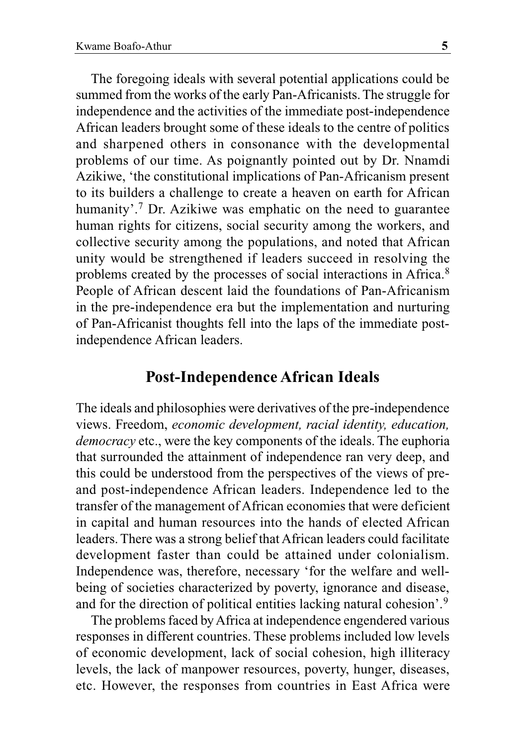The foregoing ideals with several potential applications could be summed from the works of the early Pan-Africanists. The struggle for independence and the activities of the immediate post-independence African leaders brought some of these ideals to the centre of politics and sharpened others in consonance with the developmental problems of our time. As poignantly pointed out by Dr. Nnamdi Azikiwe, 'the constitutional implications of Pan-Africanism present to its builders a challenge to create a heaven on earth for African humanity'.[7] Dr. Azikiwe was emphatic on the need to guarantee human rights for citizens, social security among the workers, and collective security among the populations, and noted that African unity would be strengthened if leaders succeed in resolving the problems created by the processes of social interactions in Africa.[8] People of African descent laid the foundations of Pan-Africanism in the pre-independence era but the implementation and nurturing of Pan-Africanist thoughts fell into the laps of the immediate post-independence African leaders.

## Post-Independence African Ideals

The ideals and philosophies were derivatives of the pre-independence views. Freedom, *economic development, racial identity, education, democracy* etc., were the key components of the ideals. The euphoria that surrounded the attainment of independence ran very deep, and this could be understood from the perspectives of the views of pre- and post-independence African leaders. Independence led to the transfer of the management of African economies that were deficient in capital and human resources into the hands of elected African leaders. There was a strong belief that African leaders could facilitate development faster than could be attained under colonialism. Independence was, therefore, necessary 'for the welfare and well-being of societies characterized by poverty, ignorance and disease, and for the direction of political entities lacking natural cohesion'.[9]

The problems faced by Africa at independence engendered various responses in different countries. These problems included low levels of economic development, lack of social cohesion, high illiteracy levels, the lack of manpower resources, poverty, hunger, diseases, etc. However, the responses from countries in East Africa were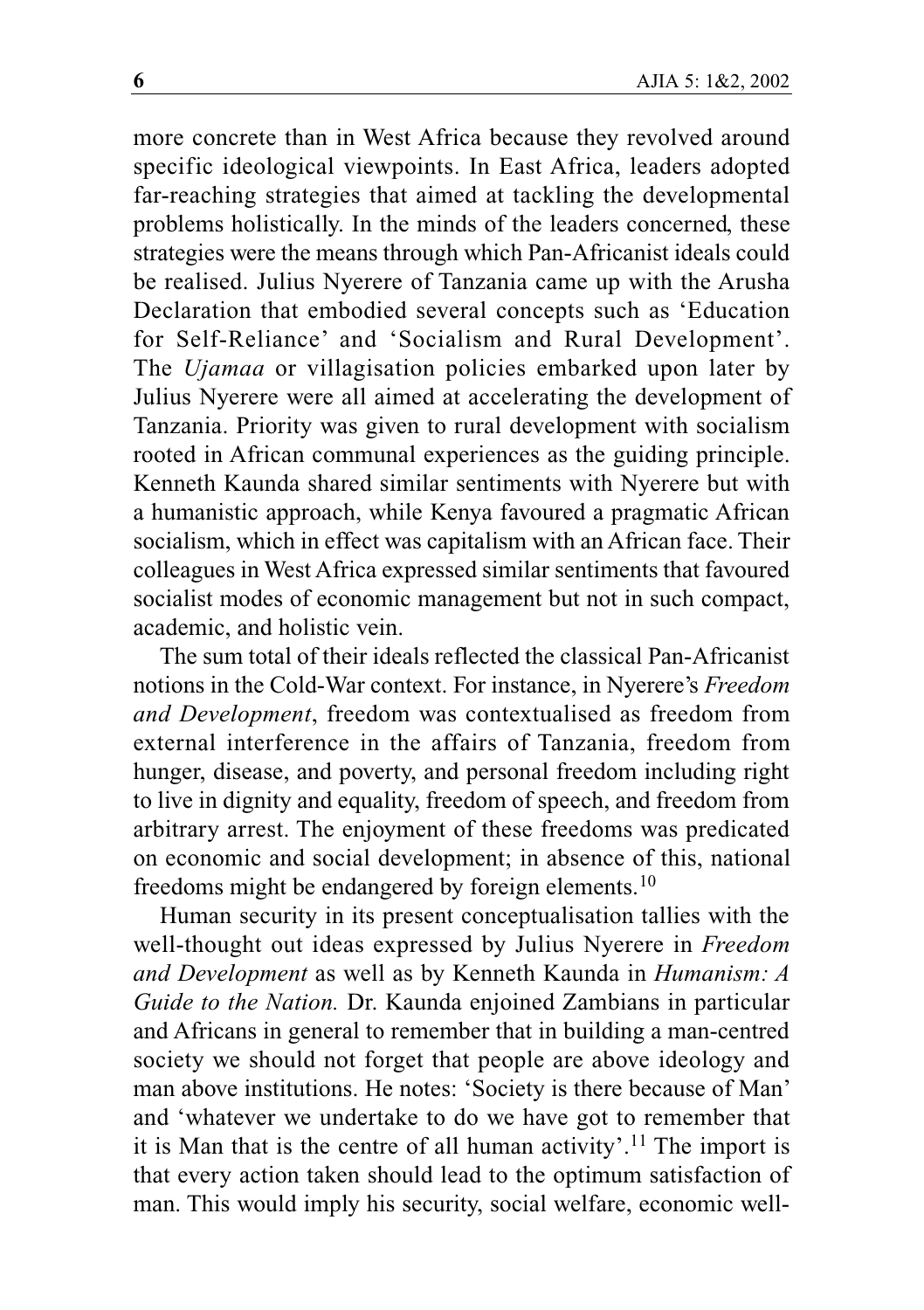more concrete than in West Africa because they revolved around specific ideological viewpoints. In East Africa, leaders adopted far-reaching strategies that aimed at tackling the developmental problems holistically. In the minds of the leaders concerned, these strategies were the means through which Pan-Africanist ideals could be realised. Julius Nyerere of Tanzania came up with the Arusha Declaration that embodied several concepts such as 'Education for Self-Reliance' and 'Socialism and Rural Development'. The *Ujamaa* or villagisation policies embarked upon later by Julius Nyerere were all aimed at accelerating the development of Tanzania. Priority was given to rural development with socialism rooted in African communal experiences as the guiding principle. Kenneth Kaunda shared similar sentiments with Nyerere but with a humanistic approach, while Kenya favoured a pragmatic African socialism, which in effect was capitalism with an African face. Their colleagues in West Africa expressed similar sentiments that favoured socialist modes of economic management but not in such compact, academic, and holistic vein.

The sum total of their ideals reflected the classical Pan-Africanist notions in the Cold-War context. For instance, in Nyerere's *Freedom and Development*, freedom was contextualised as freedom from external interference in the affairs of Tanzania, freedom from hunger, disease, and poverty, and personal freedom including right to live in dignity and equality, freedom of speech, and freedom from arbitrary arrest. The enjoyment of these freedoms was predicated on economic and social development; in absence of this, national freedoms might be endangered by foreign elements.[10]

Human security in its present conceptualisation tallies with the well-thought out ideas expressed by Julius Nyerere in *Freedom and Development* as well as by Kenneth Kaunda in *Humanism: A Guide to the Nation.* Dr. Kaunda enjoined Zambians in particular and Africans in general to remember that in building a man-centred society we should not forget that people are above ideology and man above institutions. He notes: 'Society is there because of Man' and 'whatever we undertake to do we have got to remember that it is Man that is the centre of all human activity'.[11] The import is that every action taken should lead to the optimum satisfaction of man. This would imply his security, social welfare, economic well-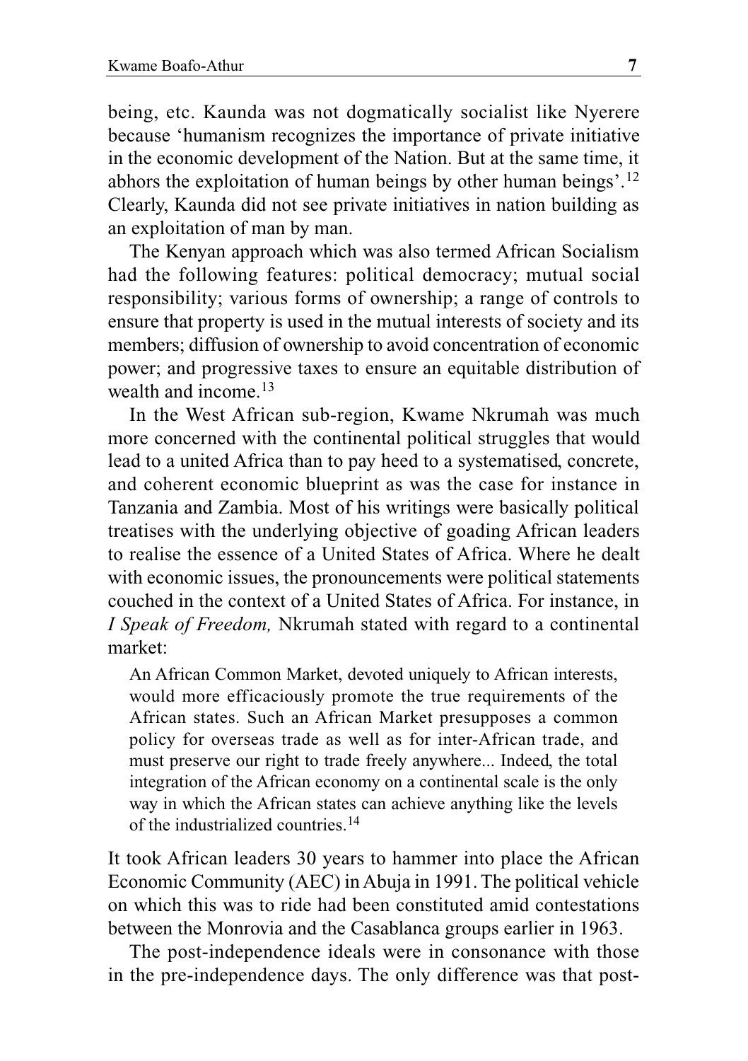being, etc. Kaunda was not dogmatically socialist like Nyerere because 'humanism recognizes the importance of private initiative in the economic development of the Nation. But at the same time, it abhors the exploitation of human beings by other human beings'.[12] Clearly, Kaunda did not see private initiatives in nation building as an exploitation of man by man.

The Kenyan approach which was also termed African Socialism had the following features: political democracy; mutual social responsibility; various forms of ownership; a range of controls to ensure that property is used in the mutual interests of society and its members; diffusion of ownership to avoid concentration of economic power; and progressive taxes to ensure an equitable distribution of wealth and income.[13]

In the West African sub-region, Kwame Nkrumah was much more concerned with the continental political struggles that would lead to a united Africa than to pay heed to a systematised, concrete, and coherent economic blueprint as was the case for instance in Tanzania and Zambia. Most of his writings were basically political treatises with the underlying objective of goading African leaders to realise the essence of a United States of Africa. Where he dealt with economic issues, the pronouncements were political statements couched in the context of a United States of Africa. For instance, in *I Speak of Freedom,* Nkrumah stated with regard to a continental market:

> An African Common Market, devoted uniquely to African interests, would more efficaciously promote the true requirements of the African states. Such an African Market presupposes a common policy for overseas trade as well as for inter-African trade, and must preserve our right to trade freely anywhere... Indeed, the total integration of the African economy on a continental scale is the only way in which the African states can achieve anything like the levels of the industrialized countries.[14]

It took African leaders 30 years to hammer into place the African Economic Community (AEC) in Abuja in 1991. The political vehicle on which this was to ride had been constituted amid contestations between the Monrovia and the Casablanca groups earlier in 1963.

The post-independence ideals were in consonance with those in the pre-independence days. The only difference was that post-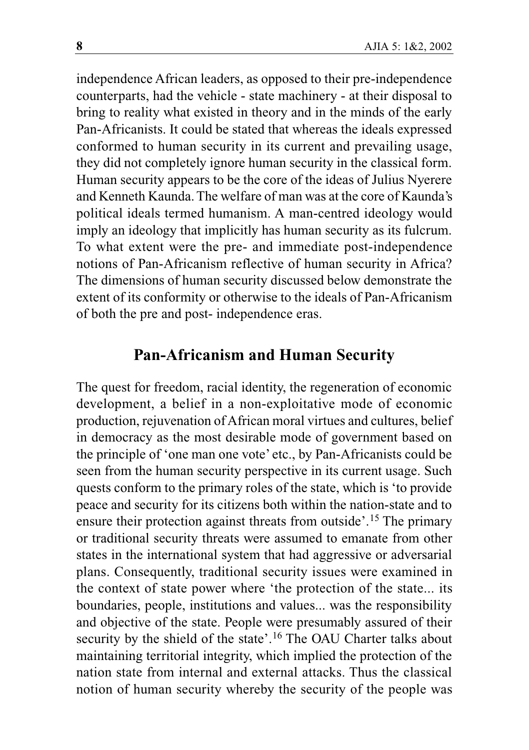independence African leaders, as opposed to their pre-independence counterparts, had the vehicle - state machinery - at their disposal to bring to reality what existed in theory and in the minds of the early Pan-Africanists. It could be stated that whereas the ideals expressed conformed to human security in its current and prevailing usage, they did not completely ignore human security in the classical form. Human security appears to be the core of the ideas of Julius Nyerere and Kenneth Kaunda. The welfare of man was at the core of Kaunda's political ideals termed humanism. A man-centred ideology would imply an ideology that implicitly has human security as its fulcrum. To what extent were the pre- and immediate post-independence notions of Pan-Africanism reflective of human security in Africa? The dimensions of human security discussed below demonstrate the extent of its conformity or otherwise to the ideals of Pan-Africanism of both the pre and post- independence eras.

## Pan-Africanism and Human Security

The quest for freedom, racial identity, the regeneration of economic development, a belief in a non-exploitative mode of economic production, rejuvenation of African moral virtues and cultures, belief in democracy as the most desirable mode of government based on the principle of 'one man one vote' etc., by Pan-Africanists could be seen from the human security perspective in its current usage. Such quests conform to the primary roles of the state, which is 'to provide peace and security for its citizens both within the nation-state and to ensure their protection against threats from outside'.[15] The primary or traditional security threats were assumed to emanate from other states in the international system that had aggressive or adversarial plans. Consequently, traditional security issues were examined in the context of state power where 'the protection of the state... its boundaries, people, institutions and values... was the responsibility and objective of the state. People were presumably assured of their security by the shield of the state'.[16] The OAU Charter talks about maintaining territorial integrity, which implied the protection of the nation state from internal and external attacks. Thus the classical notion of human security whereby the security of the people was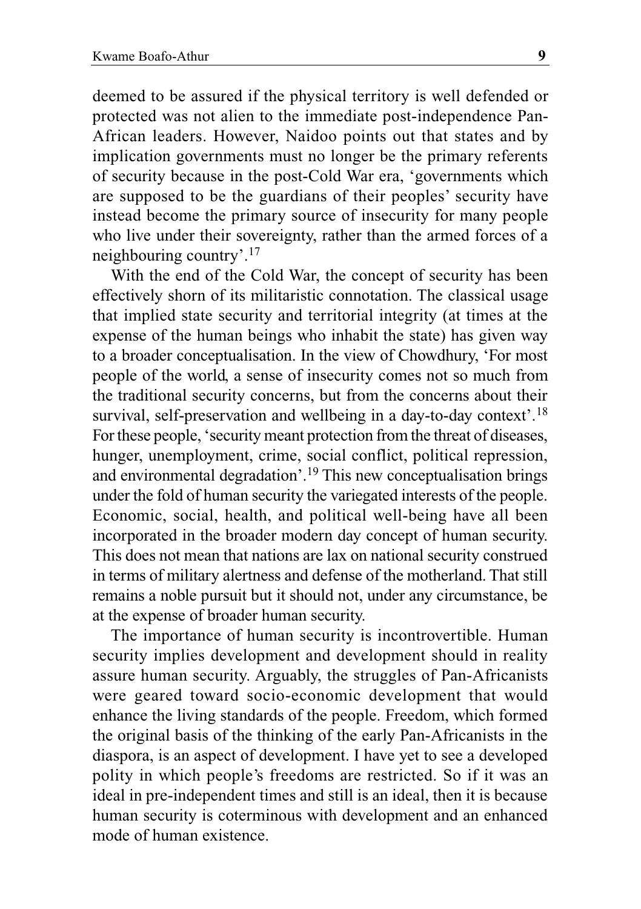deemed to be assured if the physical territory is well defended or protected was not alien to the immediate post-independence Pan-African leaders. However, Naidoo points out that states and by implication governments must no longer be the primary referents of security because in the post-Cold War era, 'governments which are supposed to be the guardians of their peoples' security have instead become the primary source of insecurity for many people who live under their sovereignty, rather than the armed forces of a neighbouring country'.[17]

With the end of the Cold War, the concept of security has been effectively shorn of its militaristic connotation. The classical usage that implied state security and territorial integrity (at times at the expense of the human beings who inhabit the state) has given way to a broader conceptualisation. In the view of Chowdhury, 'For most people of the world, a sense of insecurity comes not so much from the traditional security concerns, but from the concerns about their survival, self-preservation and wellbeing in a day-to-day context'.[18] For these people, 'security meant protection from the threat of diseases, hunger, unemployment, crime, social conflict, political repression, and environmental degradation'.[19] This new conceptualisation brings under the fold of human security the variegated interests of the people. Economic, social, health, and political well-being have all been incorporated in the broader modern day concept of human security. This does not mean that nations are lax on national security construed in terms of military alertness and defense of the motherland. That still remains a noble pursuit but it should not, under any circumstance, be at the expense of broader human security.

The importance of human security is incontrovertible. Human security implies development and development should in reality assure human security. Arguably, the struggles of Pan-Africanists were geared toward socio-economic development that would enhance the living standards of the people. Freedom, which formed the original basis of the thinking of the early Pan-Africanists in the diaspora, is an aspect of development. I have yet to see a developed polity in which people's freedoms are restricted. So if it was an ideal in pre-independent times and still is an ideal, then it is because human security is coterminous with development and an enhanced mode of human existence.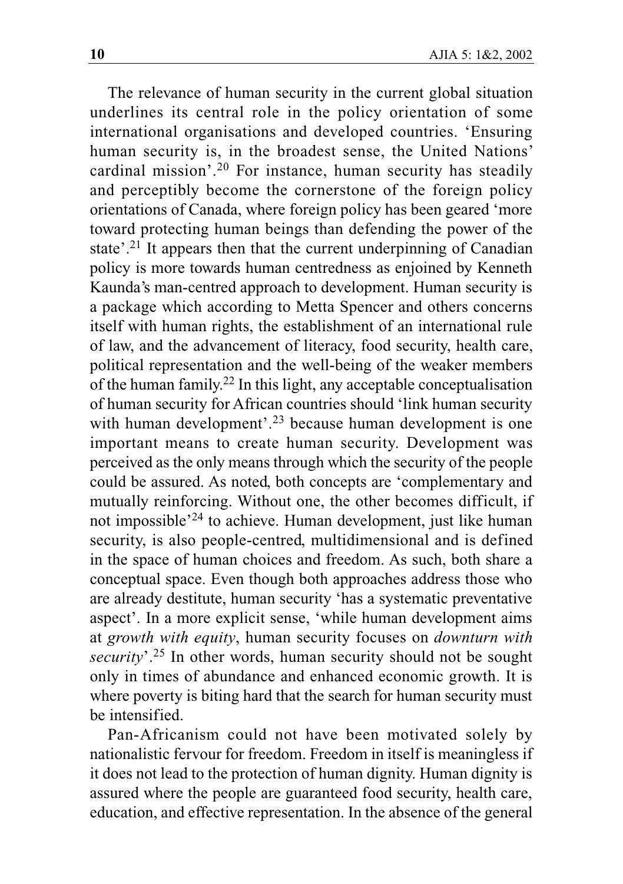The relevance of human security in the current global situation underlines its central role in the policy orientation of some international organisations and developed countries. 'Ensuring human security is, in the broadest sense, the United Nations' cardinal mission'.[20] For instance, human security has steadily and perceptibly become the cornerstone of the foreign policy orientations of Canada, where foreign policy has been geared 'more toward protecting human beings than defending the power of the state'.[21] It appears then that the current underpinning of Canadian policy is more towards human centredness as enjoined by Kenneth Kaunda's man-centred approach to development. Human security is a package which according to Metta Spencer and others concerns itself with human rights, the establishment of an international rule of law, and the advancement of literacy, food security, health care, political representation and the well-being of the weaker members of the human family.[22] In this light, any acceptable conceptualisation of human security for African countries should 'link human security with human development'.[23] because human development is one important means to create human security. Development was perceived as the only means through which the security of the people could be assured. As noted, both concepts are 'complementary and mutually reinforcing. Without one, the other becomes difficult, if not impossible'[24] to achieve. Human development, just like human security, is also people-centred, multidimensional and is defined in the space of human choices and freedom. As such, both share a conceptual space. Even though both approaches address those who are already destitute, human security 'has a systematic preventative aspect'. In a more explicit sense, 'while human development aims at *growth with equity*, human security focuses on *downturn with security*'.[25] In other words, human security should not be sought only in times of abundance and enhanced economic growth. It is where poverty is biting hard that the search for human security must be intensified.

Pan-Africanism could not have been motivated solely by nationalistic fervour for freedom. Freedom in itself is meaningless if it does not lead to the protection of human dignity. Human dignity is assured where the people are guaranteed food security, health care, education, and effective representation. In the absence of the general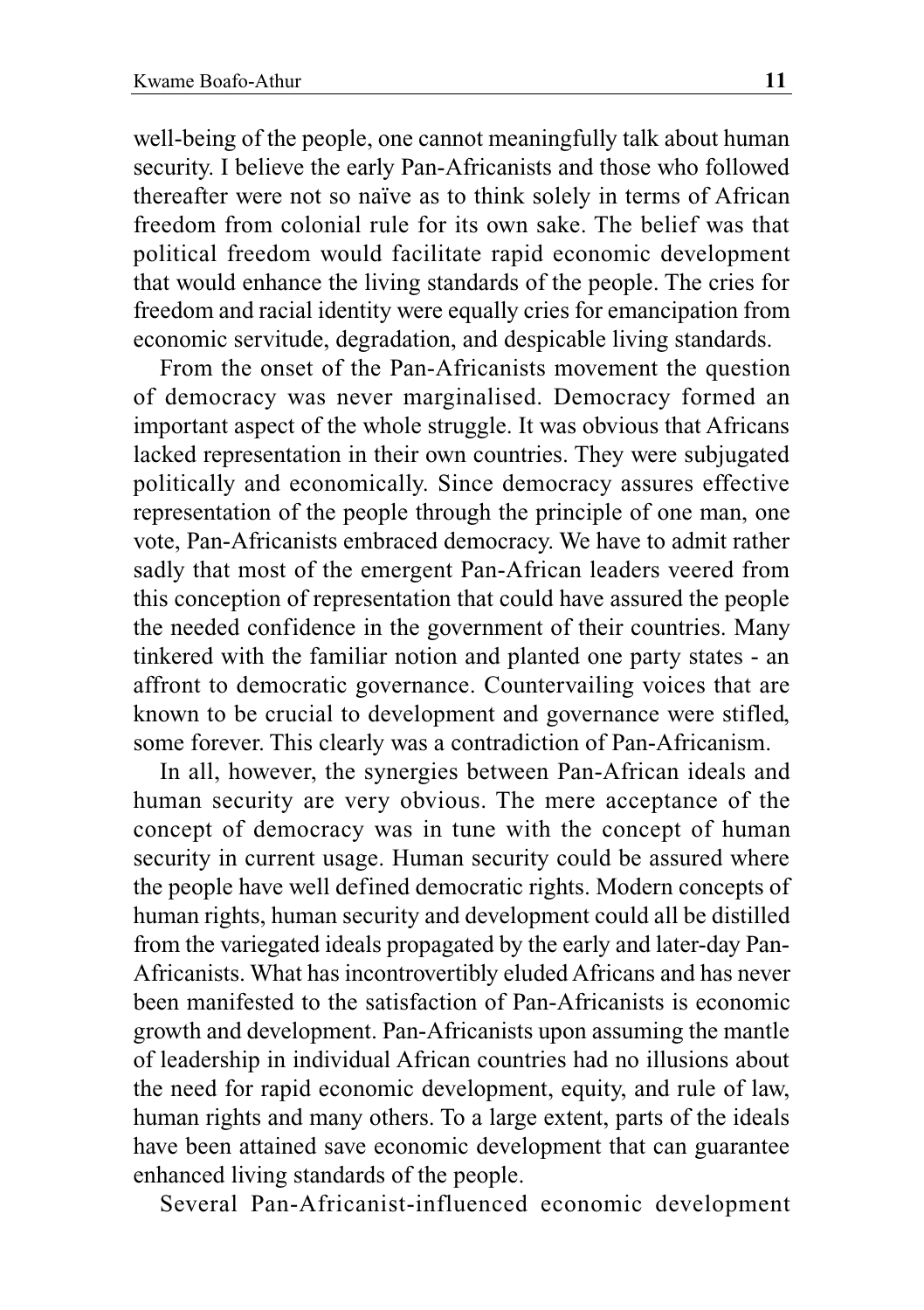well-being of the people, one cannot meaningfully talk about human security. I believe the early Pan-Africanists and those who followed thereafter were not so naïve as to think solely in terms of African freedom from colonial rule for its own sake. The belief was that political freedom would facilitate rapid economic development that would enhance the living standards of the people. The cries for freedom and racial identity were equally cries for emancipation from economic servitude, degradation, and despicable living standards.

From the onset of the Pan-Africanists movement the question of democracy was never marginalised. Democracy formed an important aspect of the whole struggle. It was obvious that Africans lacked representation in their own countries. They were subjugated politically and economically. Since democracy assures effective representation of the people through the principle of one man, one vote, Pan-Africanists embraced democracy. We have to admit rather sadly that most of the emergent Pan-African leaders veered from this conception of representation that could have assured the people the needed confidence in the government of their countries. Many tinkered with the familiar notion and planted one party states - an affront to democratic governance. Countervailing voices that are known to be crucial to development and governance were stifled, some forever. This clearly was a contradiction of Pan-Africanism.

In all, however, the synergies between Pan-African ideals and human security are very obvious. The mere acceptance of the concept of democracy was in tune with the concept of human security in current usage. Human security could be assured where the people have well defined democratic rights. Modern concepts of human rights, human security and development could all be distilled from the variegated ideals propagated by the early and later-day Pan-Africanists. What has incontrovertibly eluded Africans and has never been manifested to the satisfaction of Pan-Africanists is economic growth and development. Pan-Africanists upon assuming the mantle of leadership in individual African countries had no illusions about the need for rapid economic development, equity, and rule of law, human rights and many others. To a large extent, parts of the ideals have been attained save economic development that can guarantee enhanced living standards of the people.

Several Pan-Africanist-influenced economic development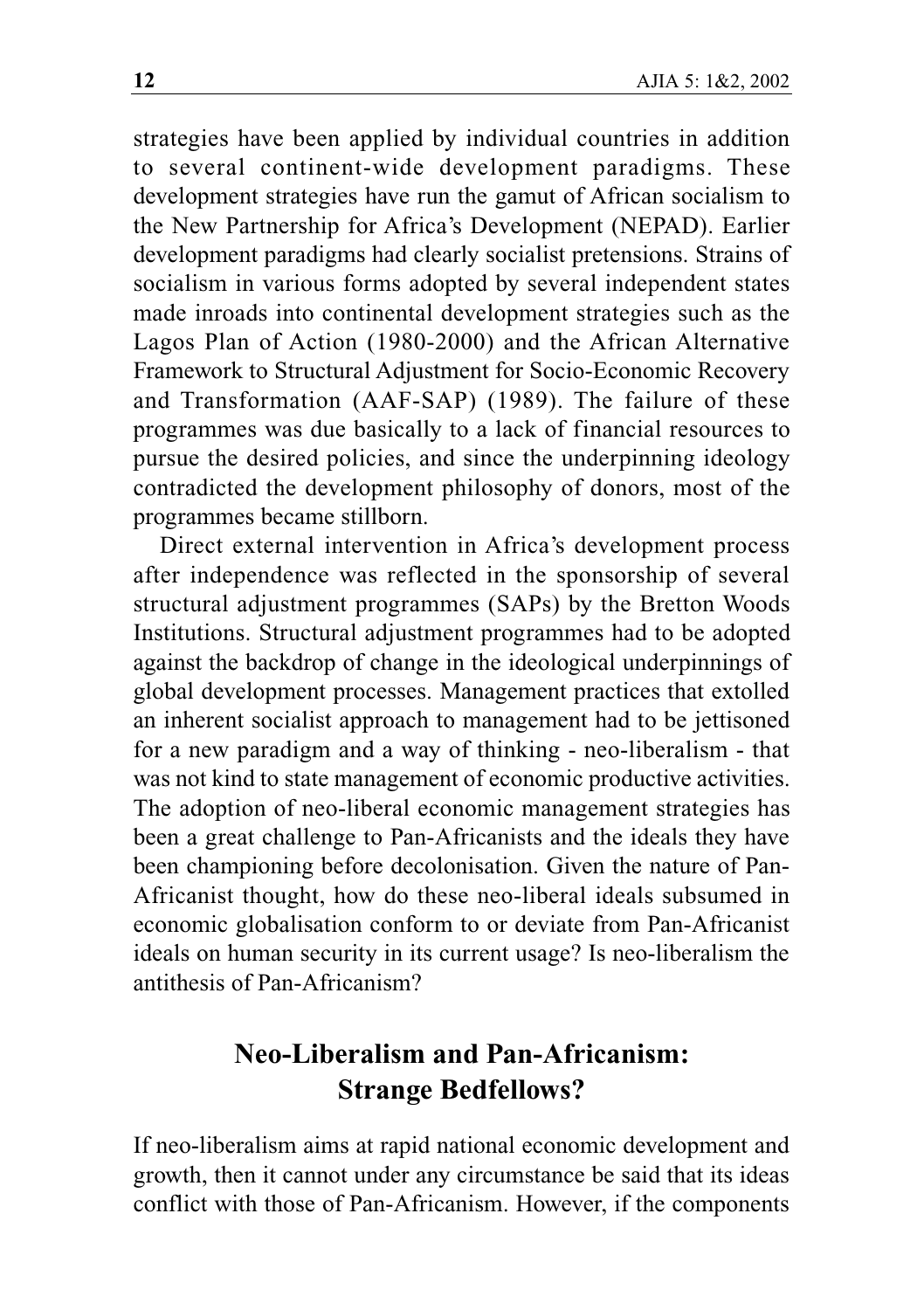strategies have been applied by individual countries in addition to several continent-wide development paradigms. These development strategies have run the gamut of African socialism to the New Partnership for Africa's Development (NEPAD). Earlier development paradigms had clearly socialist pretensions. Strains of socialism in various forms adopted by several independent states made inroads into continental development strategies such as the Lagos Plan of Action (1980-2000) and the African Alternative Framework to Structural Adjustment for Socio-Economic Recovery and Transformation (AAF-SAP) (1989). The failure of these programmes was due basically to a lack of financial resources to pursue the desired policies, and since the underpinning ideology contradicted the development philosophy of donors, most of the programmes became stillborn.

Direct external intervention in Africa's development process after independence was reflected in the sponsorship of several structural adjustment programmes (SAPs) by the Bretton Woods Institutions. Structural adjustment programmes had to be adopted against the backdrop of change in the ideological underpinnings of global development processes. Management practices that extolled an inherent socialist approach to management had to be jettisoned for a new paradigm and a way of thinking - neo-liberalism - that was not kind to state management of economic productive activities. The adoption of neo-liberal economic management strategies has been a great challenge to Pan-Africanists and the ideals they have been championing before decolonisation. Given the nature of Pan-Africanist thought, how do these neo-liberal ideals subsumed in economic globalisation conform to or deviate from Pan-Africanist ideals on human security in its current usage? Is neo-liberalism the antithesis of Pan-Africanism?

## Neo-Liberalism and Pan-Africanism: Strange Bedfellows?

If neo-liberalism aims at rapid national economic development and growth, then it cannot under any circumstance be said that its ideas conflict with those of Pan-Africanism. However, if the components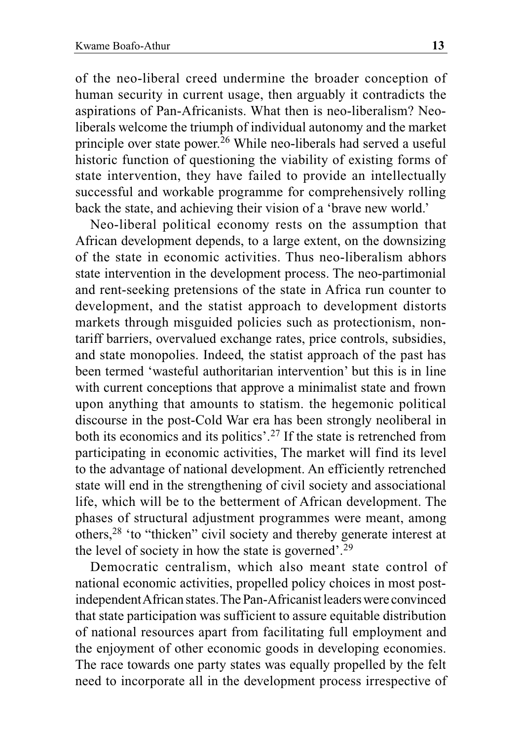of the neo-liberal creed undermine the broader conception of human security in current usage, then arguably it contradicts the aspirations of Pan-Africanists. What then is neo-liberalism? Neo-liberals welcome the triumph of individual autonomy and the market principle over state power.[26] While neo-liberals had served a useful historic function of questioning the viability of existing forms of state intervention, they have failed to provide an intellectually successful and workable programme for comprehensively rolling back the state, and achieving their vision of a 'brave new world.'

Neo-liberal political economy rests on the assumption that African development depends, to a large extent, on the downsizing of the state in economic activities. Thus neo-liberalism abhors state intervention in the development process. The neo-partimonial and rent-seeking pretensions of the state in Africa run counter to development, and the statist approach to development distorts markets through misguided policies such as protectionism, non-tariff barriers, overvalued exchange rates, price controls, subsidies, and state monopolies. Indeed, the statist approach of the past has been termed 'wasteful authoritarian intervention' but this is in line with current conceptions that approve a minimalist state and frown upon anything that amounts to statism. the hegemonic political discourse in the post-Cold War era has been strongly neoliberal in both its economics and its politics'.[27] If the state is retrenched from participating in economic activities, The market will find its level to the advantage of national development. An efficiently retrenched state will end in the strengthening of civil society and associational life, which will be to the betterment of African development. The phases of structural adjustment programmes were meant, among others,[28] 'to "thicken" civil society and thereby generate interest at the level of society in how the state is governed'.[29]

Democratic centralism, which also meant state control of national economic activities, propelled policy choices in most post-independent African states. The Pan-Africanist leaders were convinced that state participation was sufficient to assure equitable distribution of national resources apart from facilitating full employment and the enjoyment of other economic goods in developing economies. The race towards one party states was equally propelled by the felt need to incorporate all in the development process irrespective of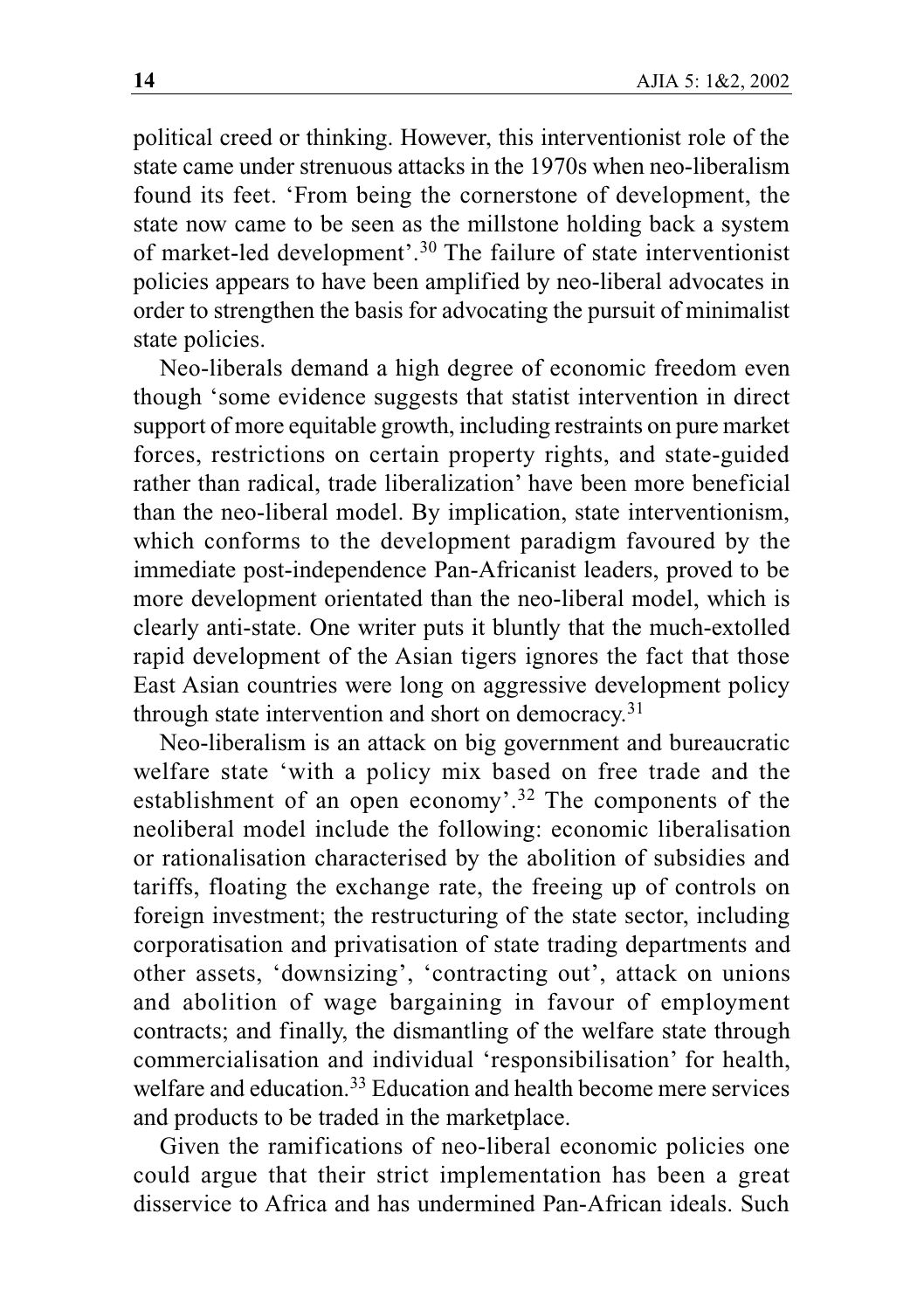political creed or thinking. However, this interventionist role of the state came under strenuous attacks in the 1970s when neo-liberalism found its feet. 'From being the cornerstone of development, the state now came to be seen as the millstone holding back a system of market-led development'.[30] The failure of state interventionist policies appears to have been amplified by neo-liberal advocates in order to strengthen the basis for advocating the pursuit of minimalist state policies.

Neo-liberals demand a high degree of economic freedom even though 'some evidence suggests that statist intervention in direct support of more equitable growth, including restraints on pure market forces, restrictions on certain property rights, and state-guided rather than radical, trade liberalization' have been more beneficial than the neo-liberal model. By implication, state interventionism, which conforms to the development paradigm favoured by the immediate post-independence Pan-Africanist leaders, proved to be more development orientated than the neo-liberal model, which is clearly anti-state. One writer puts it bluntly that the much-extolled rapid development of the Asian tigers ignores the fact that those East Asian countries were long on aggressive development policy through state intervention and short on democracy.[31]

Neo-liberalism is an attack on big government and bureaucratic welfare state 'with a policy mix based on free trade and the establishment of an open economy'.[32] The components of the neoliberal model include the following: economic liberalisation or rationalisation characterised by the abolition of subsidies and tariffs, floating the exchange rate, the freeing up of controls on foreign investment; the restructuring of the state sector, including corporatisation and privatisation of state trading departments and other assets, 'downsizing', 'contracting out', attack on unions and abolition of wage bargaining in favour of employment contracts; and finally, the dismantling of the welfare state through commercialisation and individual 'responsibilisation' for health, welfare and education.[33] Education and health become mere services and products to be traded in the marketplace.

Given the ramifications of neo-liberal economic policies one could argue that their strict implementation has been a great disservice to Africa and has undermined Pan-African ideals. Such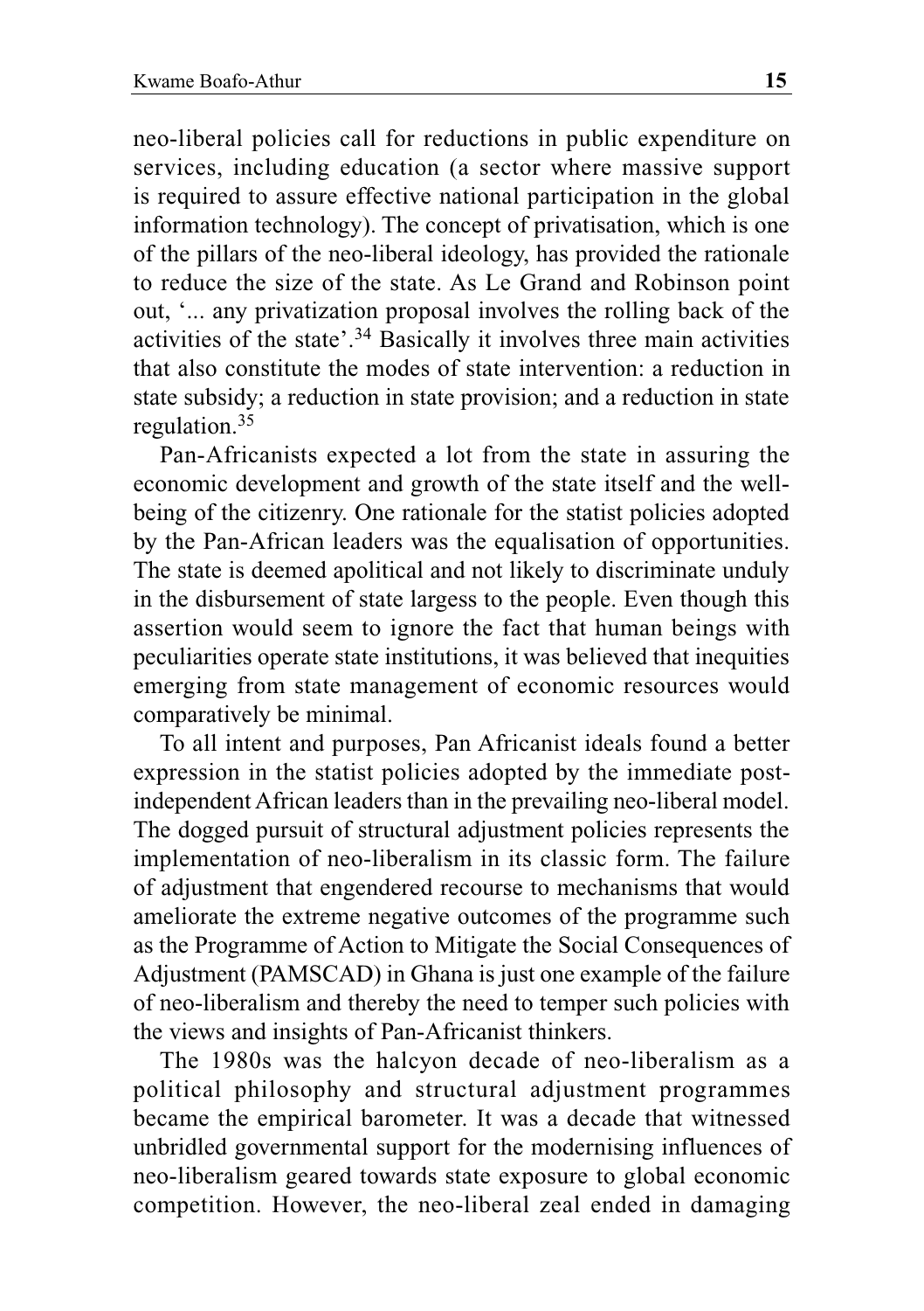neo-liberal policies call for reductions in public expenditure on services, including education (a sector where massive support is required to assure effective national participation in the global information technology). The concept of privatisation, which is one of the pillars of the neo-liberal ideology, has provided the rationale to reduce the size of the state. As Le Grand and Robinson point out, '... any privatization proposal involves the rolling back of the activities of the state'.[34] Basically it involves three main activities that also constitute the modes of state intervention: a reduction in state subsidy; a reduction in state provision; and a reduction in state regulation.[35]

Pan-Africanists expected a lot from the state in assuring the economic development and growth of the state itself and the well-being of the citizenry. One rationale for the statist policies adopted by the Pan-African leaders was the equalisation of opportunities. The state is deemed apolitical and not likely to discriminate unduly in the disbursement of state largess to the people. Even though this assertion would seem to ignore the fact that human beings with peculiarities operate state institutions, it was believed that inequities emerging from state management of economic resources would comparatively be minimal.

To all intent and purposes, Pan Africanist ideals found a better expression in the statist policies adopted by the immediate post-independent African leaders than in the prevailing neo-liberal model. The dogged pursuit of structural adjustment policies represents the implementation of neo-liberalism in its classic form. The failure of adjustment that engendered recourse to mechanisms that would ameliorate the extreme negative outcomes of the programme such as the Programme of Action to Mitigate the Social Consequences of Adjustment (PAMSCAD) in Ghana is just one example of the failure of neo-liberalism and thereby the need to temper such policies with the views and insights of Pan-Africanist thinkers.

The 1980s was the halcyon decade of neo-liberalism as a political philosophy and structural adjustment programmes became the empirical barometer. It was a decade that witnessed unbridled governmental support for the modernising influences of neo-liberalism geared towards state exposure to global economic competition. However, the neo-liberal zeal ended in damaging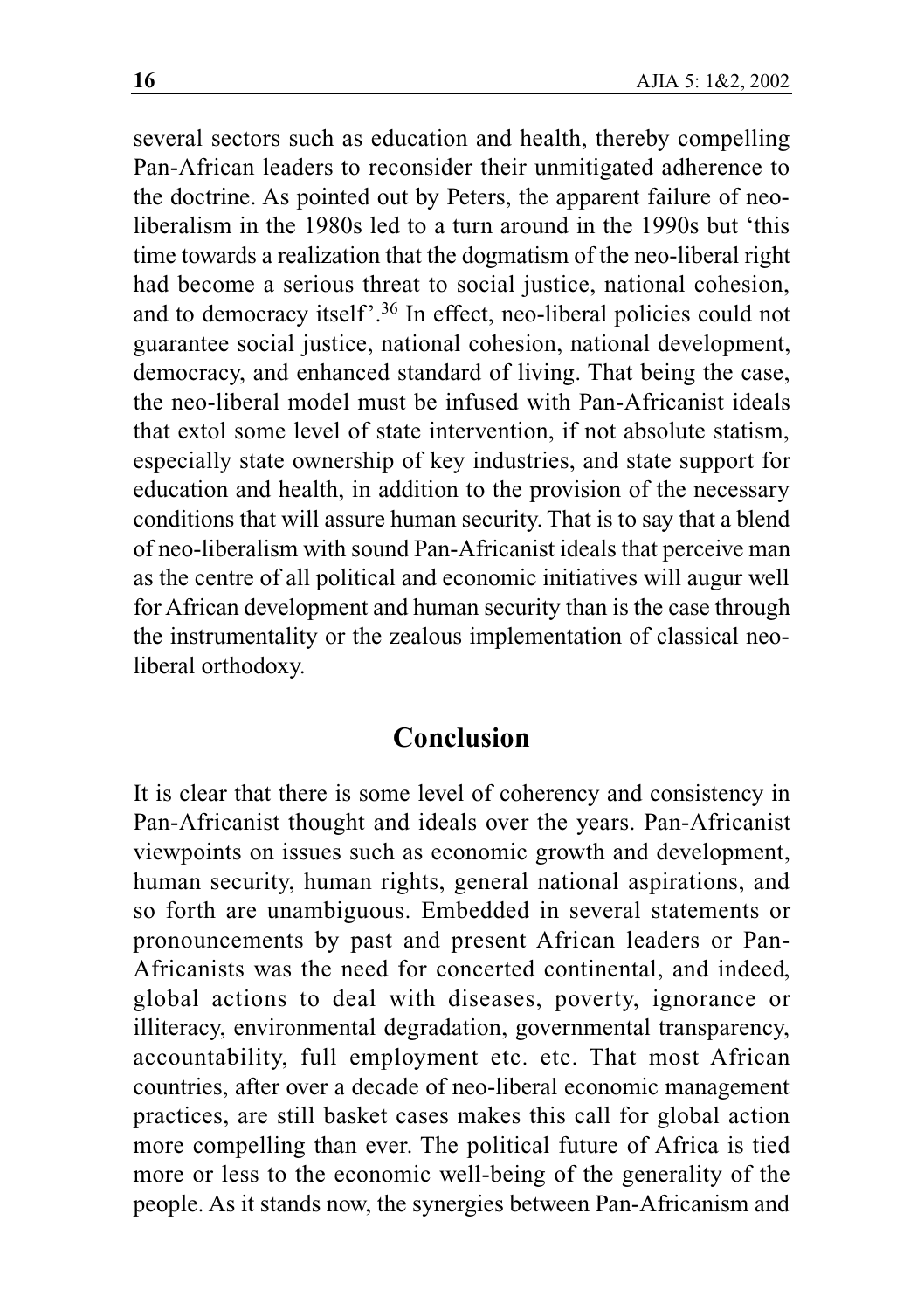several sectors such as education and health, thereby compelling Pan-African leaders to reconsider their unmitigated adherence to the doctrine. As pointed out by Peters, the apparent failure of neo-liberalism in the 1980s led to a turn around in the 1990s but 'this time towards a realization that the dogmatism of the neo-liberal right had become a serious threat to social justice, national cohesion, and to democracy itself'.[36] In effect, neo-liberal policies could not guarantee social justice, national cohesion, national development, democracy, and enhanced standard of living. That being the case, the neo-liberal model must be infused with Pan-Africanist ideals that extol some level of state intervention, if not absolute statism, especially state ownership of key industries, and state support for education and health, in addition to the provision of the necessary conditions that will assure human security. That is to say that a blend of neo-liberalism with sound Pan-Africanist ideals that perceive man as the centre of all political and economic initiatives will augur well for African development and human security than is the case through the instrumentality or the zealous implementation of classical neo-liberal orthodoxy.

## Conclusion

It is clear that there is some level of coherency and consistency in Pan-Africanist thought and ideals over the years. Pan-Africanist viewpoints on issues such as economic growth and development, human security, human rights, general national aspirations, and so forth are unambiguous. Embedded in several statements or pronouncements by past and present African leaders or Pan-Africanists was the need for concerted continental, and indeed, global actions to deal with diseases, poverty, ignorance or illiteracy, environmental degradation, governmental transparency, accountability, full employment etc. etc. That most African countries, after over a decade of neo-liberal economic management practices, are still basket cases makes this call for global action more compelling than ever. The political future of Africa is tied more or less to the economic well-being of the generality of the people. As it stands now, the synergies between Pan-Africanism and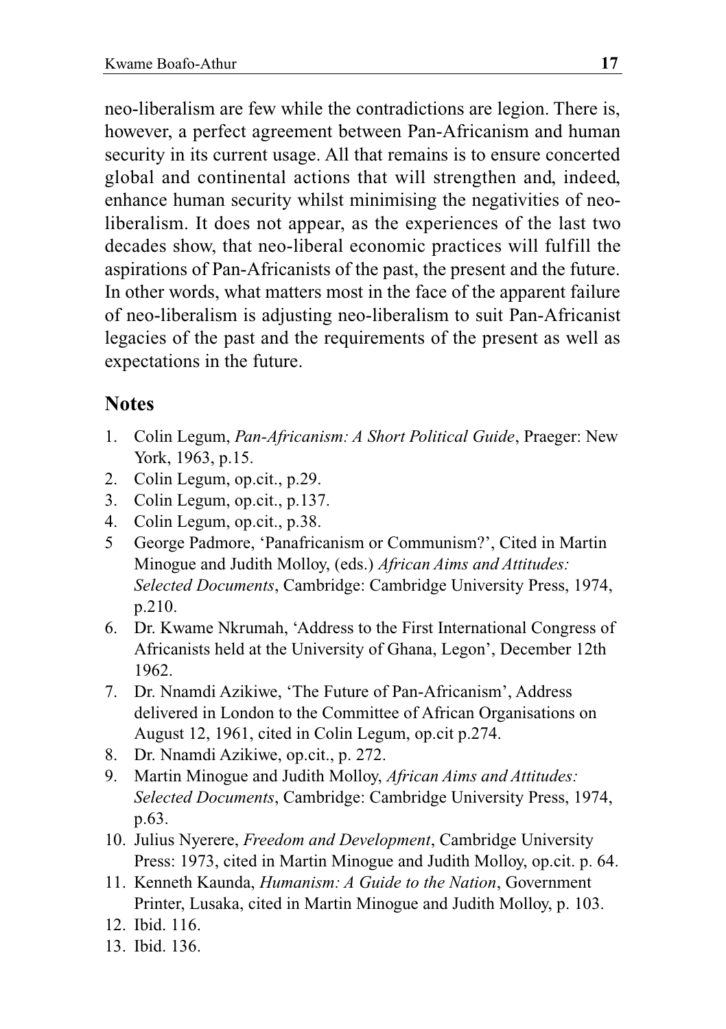neo-liberalism are few while the contradictions are legion. There is, however, a perfect agreement between Pan-Africanism and human security in its current usage. All that remains is to ensure concerted global and continental actions that will strengthen and, indeed, enhance human security whilst minimising the negativities of neo-liberalism. It does not appear, as the experiences of the last two decades show, that neo-liberal economic practices will fulfill the aspirations of Pan-Africanists of the past, the present and the future. In other words, what matters most in the face of the apparent failure of neo-liberalism is adjusting neo-liberalism to suit Pan-Africanist legacies of the past and the requirements of the present as well as expectations in the future.

## Notes

1. Colin Legum, *Pan-Africanism: A Short Political Guide*, Praeger: New York, 1963, p.15.
2. Colin Legum, op.cit., p.29.
3. Colin Legum, op.cit., p.137.
4. Colin Legum, op.cit., p.38.
5. George Padmore, 'Panafricanism or Communism?', Cited in Martin Minogue and Judith Molloy, (eds.) *African Aims and Attitudes: Selected Documents*, Cambridge: Cambridge University Press, 1974, p.210.
6. Dr. Kwame Nkrumah, 'Address to the First International Congress of Africanists held at the University of Ghana, Legon', December 12th 1962.
7. Dr. Nnamdi Azikiwe, 'The Future of Pan-Africanism', Address delivered in London to the Committee of African Organisations on August 12, 1961, cited in Colin Legum, op.cit p.274.
8. Dr. Nnamdi Azikiwe, op.cit., p. 272.
9. Martin Minogue and Judith Molloy, *African Aims and Attitudes: Selected Documents*, Cambridge: Cambridge University Press, 1974, p.63.
10. Julius Nyerere, *Freedom and Development*, Cambridge University Press: 1973, cited in Martin Minogue and Judith Molloy, op.cit. p. 64.
11. Kenneth Kaunda, *Humanism: A Guide to the Nation*, Government Printer, Lusaka, cited in Martin Minogue and Judith Molloy, p. 103.
12. Ibid. 116.
13. Ibid. 136.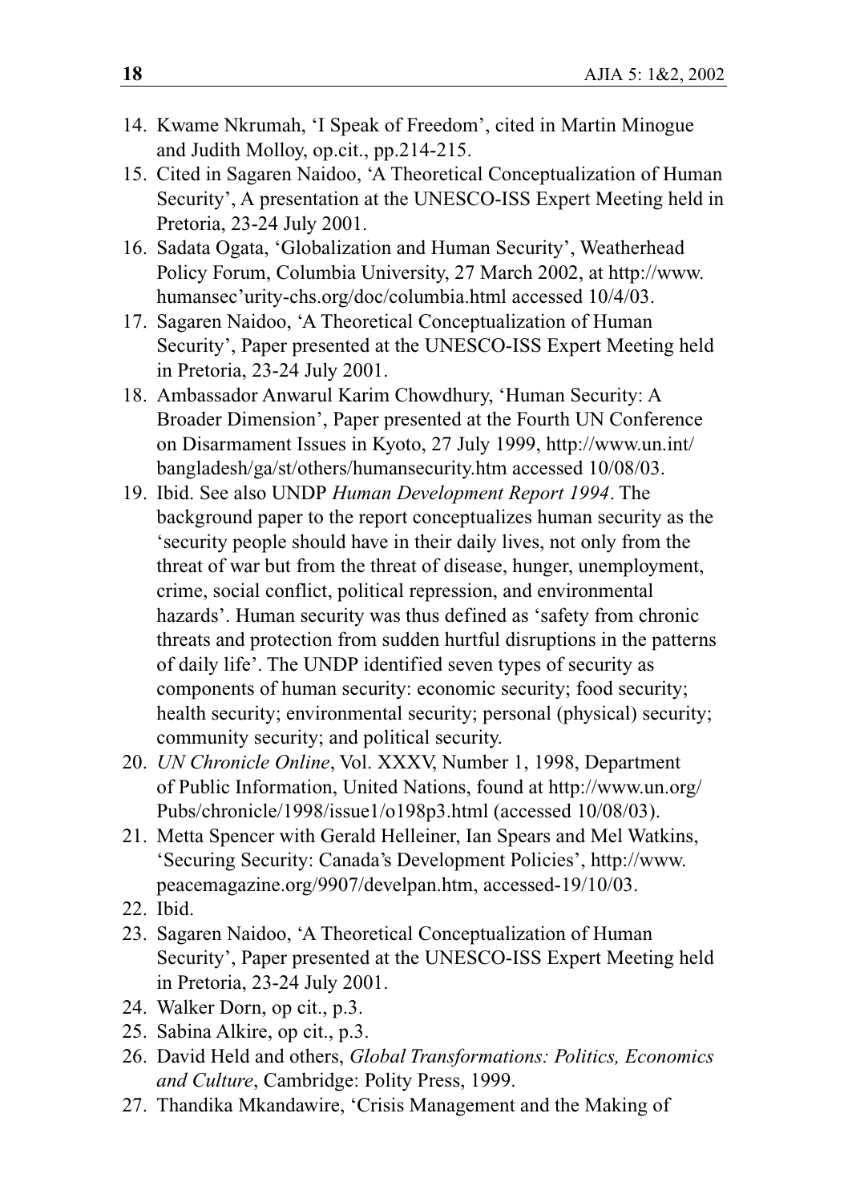14. Kwame Nkrumah, 'I Speak of Freedom', cited in Martin Minogue and Judith Molloy, op.cit., pp.214-215.
15. Cited in Sagaren Naidoo, 'A Theoretical Conceptualization of Human Security', A presentation at the UNESCO-ISS Expert Meeting held in Pretoria, 23-24 July 2001.
16. Sadata Ogata, 'Globalization and Human Security', Weatherhead Policy Forum, Columbia University, 27 March 2002, at http://www.humansec'urity-chs.org/doc/columbia.html accessed 10/4/03.
17. Sagaren Naidoo, 'A Theoretical Conceptualization of Human Security', Paper presented at the UNESCO-ISS Expert Meeting held in Pretoria, 23-24 July 2001.
18. Ambassador Anwarul Karim Chowdhury, 'Human Security: A Broader Dimension', Paper presented at the Fourth UN Conference on Disarmament Issues in Kyoto, 27 July 1999, http://www.un.int/bangladesh/ga/st/others/humansecurity.htm accessed 10/08/03.
19. Ibid. See also UNDP *Human Development Report 1994*. The background paper to the report conceptualizes human security as the 'security people should have in their daily lives, not only from the threat of war but from the threat of disease, hunger, unemployment, crime, social conflict, political repression, and environmental hazards'. Human security was thus defined as 'safety from chronic threats and protection from sudden hurtful disruptions in the patterns of daily life'. The UNDP identified seven types of security as components of human security: economic security; food security; health security; environmental security; personal (physical) security; community security; and political security.
20. *UN Chronicle Online*, Vol. XXXV, Number 1, 1998, Department of Public Information, United Nations, found at http://www.un.org/Pubs/chronicle/1998/issue1/o198p3.html (accessed 10/08/03).
21. Metta Spencer with Gerald Helleiner, Ian Spears and Mel Watkins, 'Securing Security: Canada's Development Policies', http://www.peacemagazine.org/9907/develpan.htm, accessed-19/10/03.
22. Ibid.
23. Sagaren Naidoo, 'A Theoretical Conceptualization of Human Security', Paper presented at the UNESCO-ISS Expert Meeting held in Pretoria, 23-24 July 2001.
24. Walker Dorn, op cit., p.3.
25. Sabina Alkire, op cit., p.3.
26. David Held and others, *Global Transformations: Politics, Economics and Culture*, Cambridge: Polity Press, 1999.
27. Thandika Mkandawire, 'Crisis Management and the Making of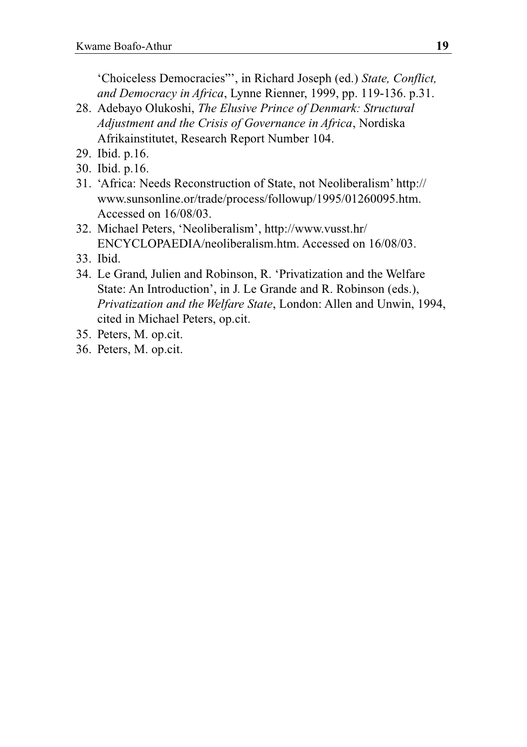'Choiceless Democracies"', in Richard Joseph (ed.) *State, Conflict, and Democracy in Africa*, Lynne Rienner, 1999, pp. 119-136. p.31.

28. Adebayo Olukoshi, *The Elusive Prince of Denmark: Structural Adjustment and the Crisis of Governance in Africa*, Nordiska Afrikainstitutet, Research Report Number 104.
29. Ibid. p.16.
30. Ibid. p.16.
31. 'Africa: Needs Reconstruction of State, not Neoliberalism' http://www.sunsonline.or/trade/process/followup/1995/01260095.htm. Accessed on 16/08/03.
32. Michael Peters, 'Neoliberalism', http://www.vusst.hr/ENCYCLOPAEDIA/neoliberalism.htm. Accessed on 16/08/03.
33. Ibid.
34. Le Grand, Julien and Robinson, R. 'Privatization and the Welfare State: An Introduction', in J. Le Grande and R. Robinson (eds.), *Privatization and the Welfare State*, London: Allen and Unwin, 1994, cited in Michael Peters, op.cit.
35. Peters, M. op.cit.
36. Peters, M. op.cit.